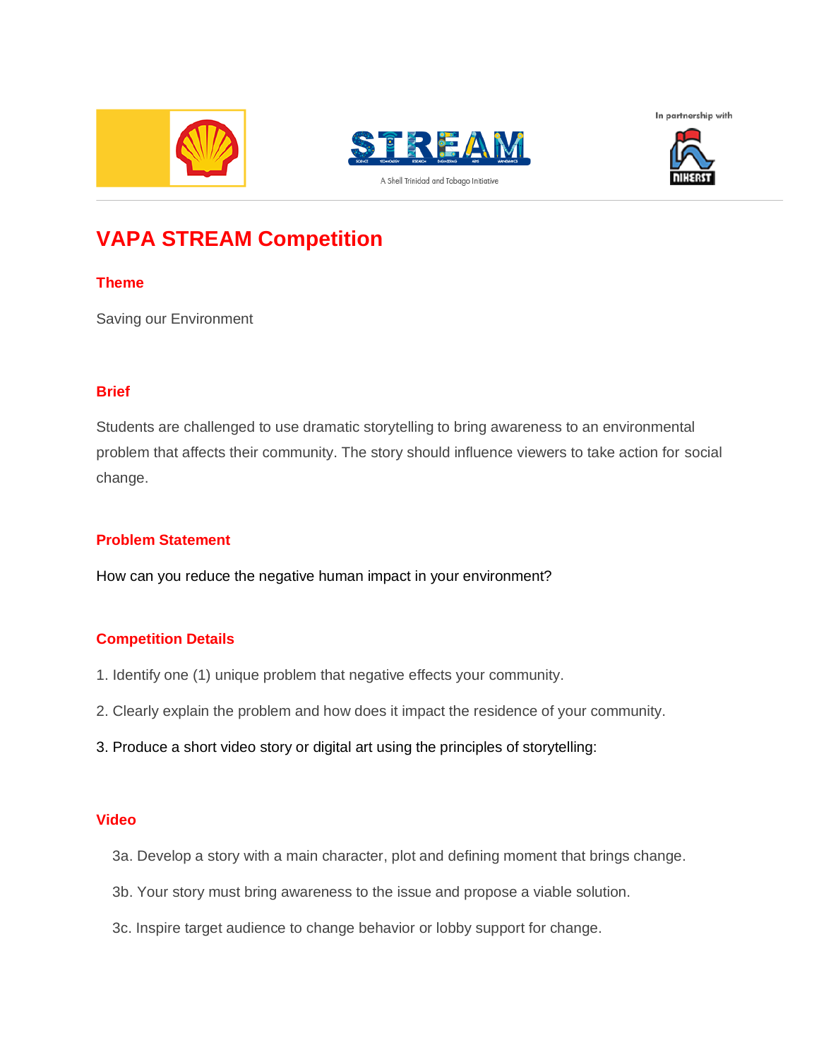In partnership with

A Shell Trinidad and Tobago Initiative

# VAPA STREAM Competition

## Theme

Saving our Environment

## Brief

Students are challenged to use dramatic storytelling to bring awareness to an environmental problem that affects their community. The story should influence viewers to take action for social change.

## Problem Statement

How can you reduce the negative human impact in your environment?

## Competition Details

1. Identify one (1) unique problem that negative effects your community.
2. Clearly explain the problem and how does it impact the residence of your community.
3. Produce a short video story or digital art using the principles of storytelling:

## Video

3a. Develop a story with a main character, plot and defining moment that brings change.

3b. Your story must bring awareness to the issue and propose a viable solution.

3c. Inspire target audience to change behavior or lobby support for change.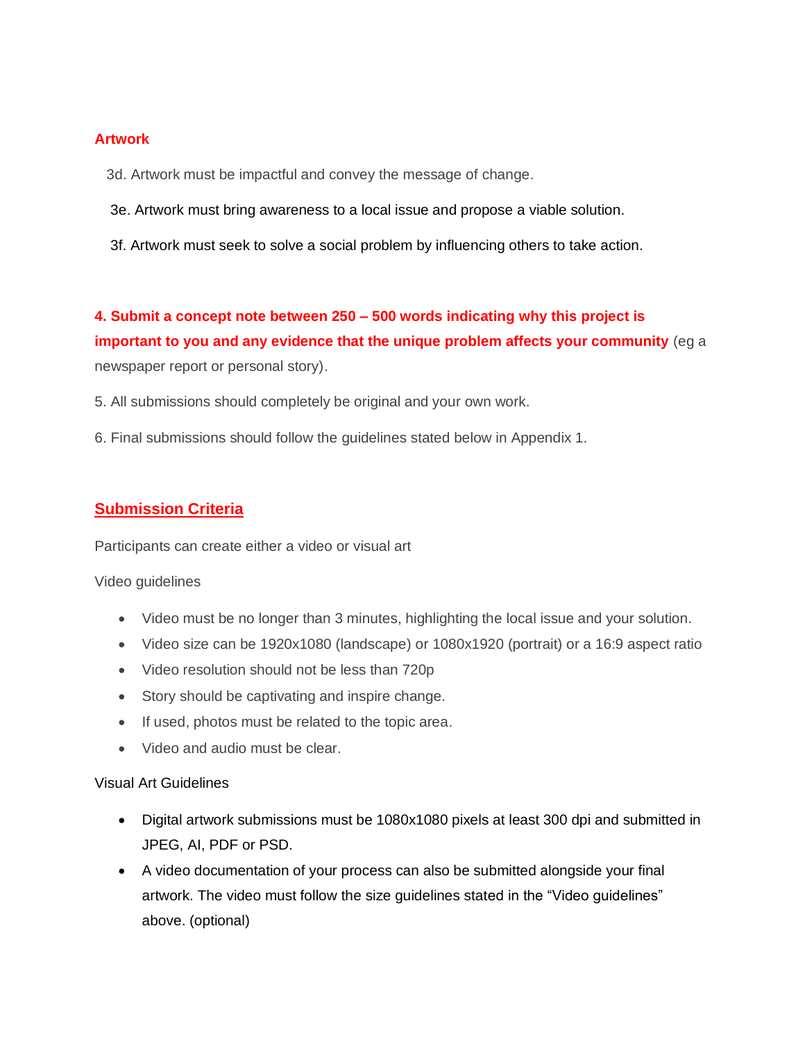**Artwork**

3d. Artwork must be impactful and convey the message of change.

3e. Artwork must bring awareness to a local issue and propose a viable solution.

3f. Artwork must seek to solve a social problem by influencing others to take action.

**4. Submit a concept note between 250 – 500 words indicating why this project is important to you and any evidence that the unique problem affects your community** (eg a newspaper report or personal story).

5. All submissions should completely be original and your own work.

6. Final submissions should follow the guidelines stated below in Appendix 1.

## Submission Criteria

Participants can create either a video or visual art

Video guidelines

- Video must be no longer than 3 minutes, highlighting the local issue and your solution.
- Video size can be 1920x1080 (landscape) or 1080x1920 (portrait) or a 16:9 aspect ratio
- Video resolution should not be less than 720p
- Story should be captivating and inspire change.
- If used, photos must be related to the topic area.
- Video and audio must be clear.

Visual Art Guidelines

- Digital artwork submissions must be 1080x1080 pixels at least 300 dpi and submitted in JPEG, AI, PDF or PSD.
- A video documentation of your process can also be submitted alongside your final artwork. The video must follow the size guidelines stated in the "Video guidelines" above. (optional)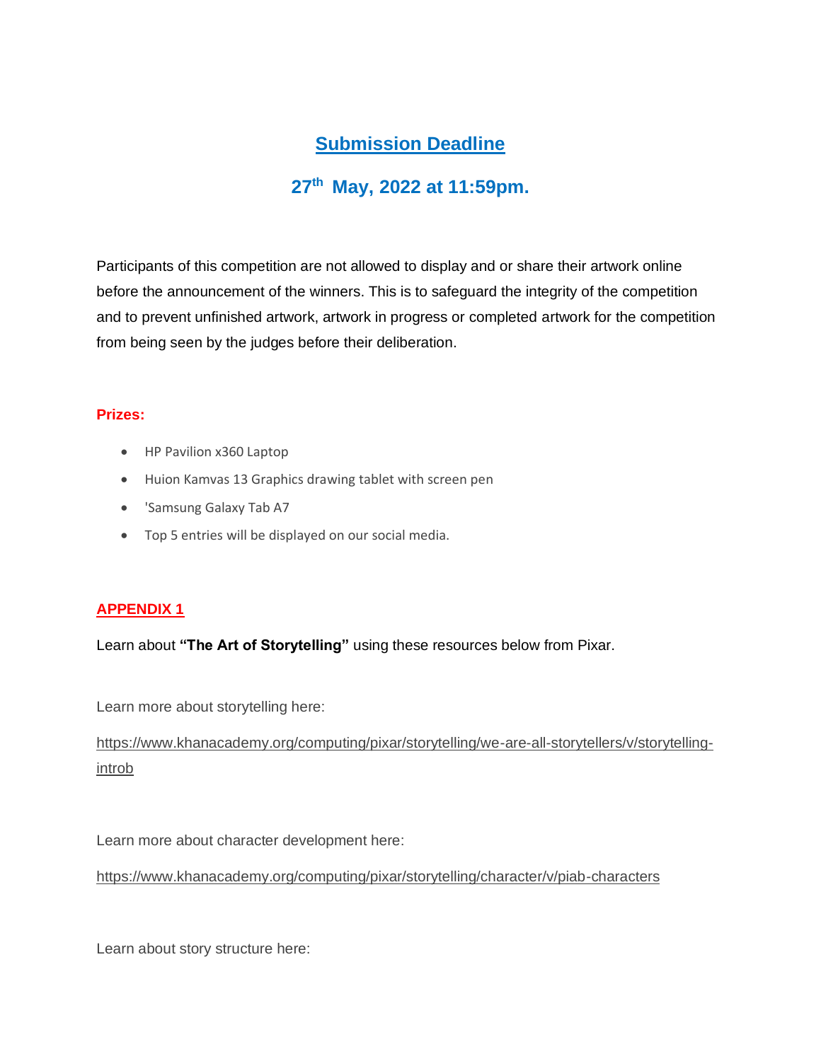## Submission Deadline

## 27th May, 2022 at 11:59pm.

Participants of this competition are not allowed to display and or share their artwork online before the announcement of the winners. This is to safeguard the integrity of the competition and to prevent unfinished artwork, artwork in progress or completed artwork for the competition from being seen by the judges before their deliberation.

**Prizes:**

- HP Pavilion x360 Laptop
- Huion Kamvas 13 Graphics drawing tablet with screen pen
- 'Samsung Galaxy Tab A7
- Top 5 entries will be displayed on our social media.

**APPENDIX 1**

Learn about **"The Art of Storytelling"** using these resources below from Pixar.

Learn more about storytelling here:

https://www.khanacademy.org/computing/pixar/storytelling/we-are-all-storytellers/v/storytelling-introb

Learn more about character development here:

https://www.khanacademy.org/computing/pixar/storytelling/character/v/piab-characters

Learn about story structure here: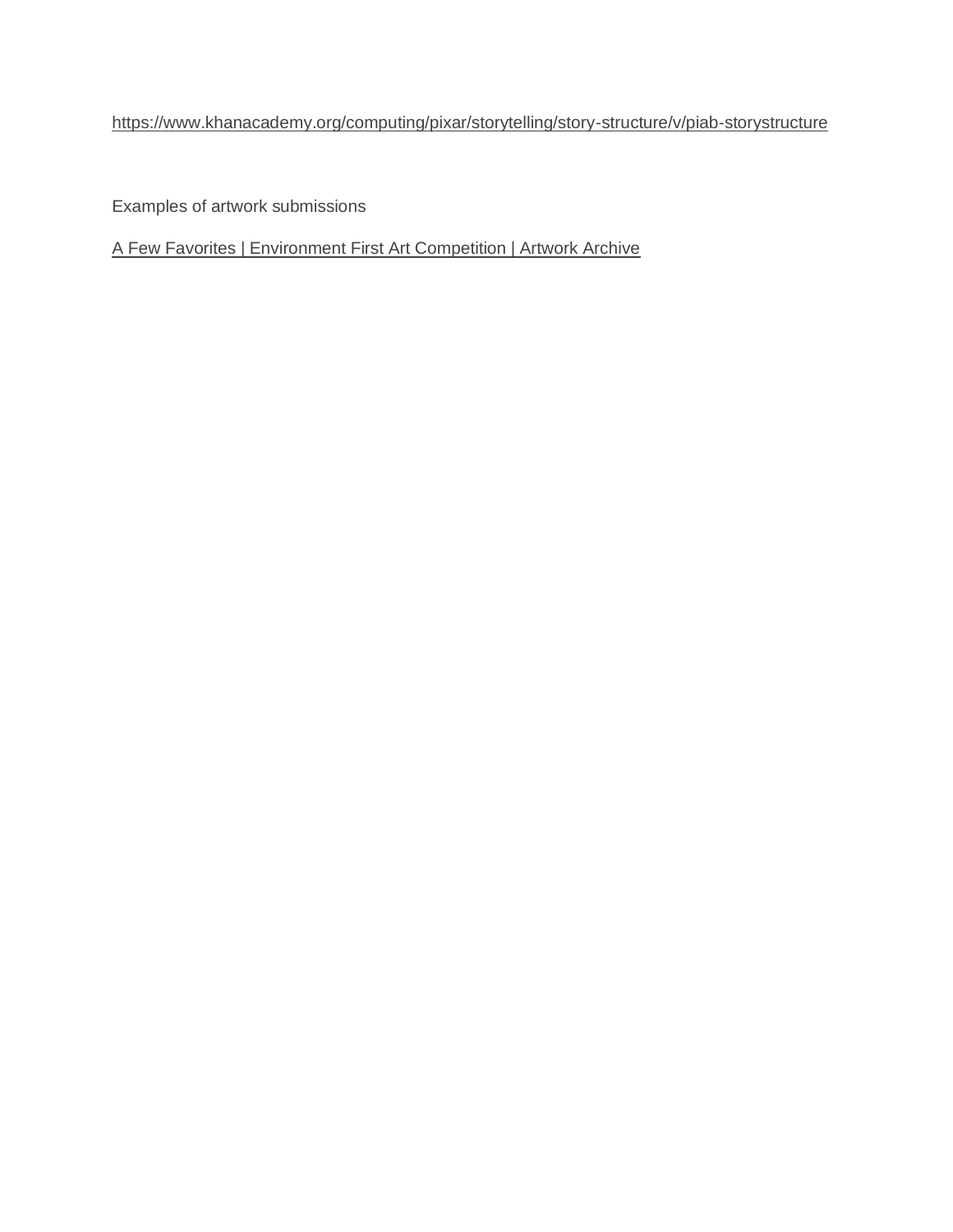https://www.khanacademy.org/computing/pixar/storytelling/story-structure/v/piab-storystructure

Examples of artwork submissions

A Few Favorites | Environment First Art Competition | Artwork Archive